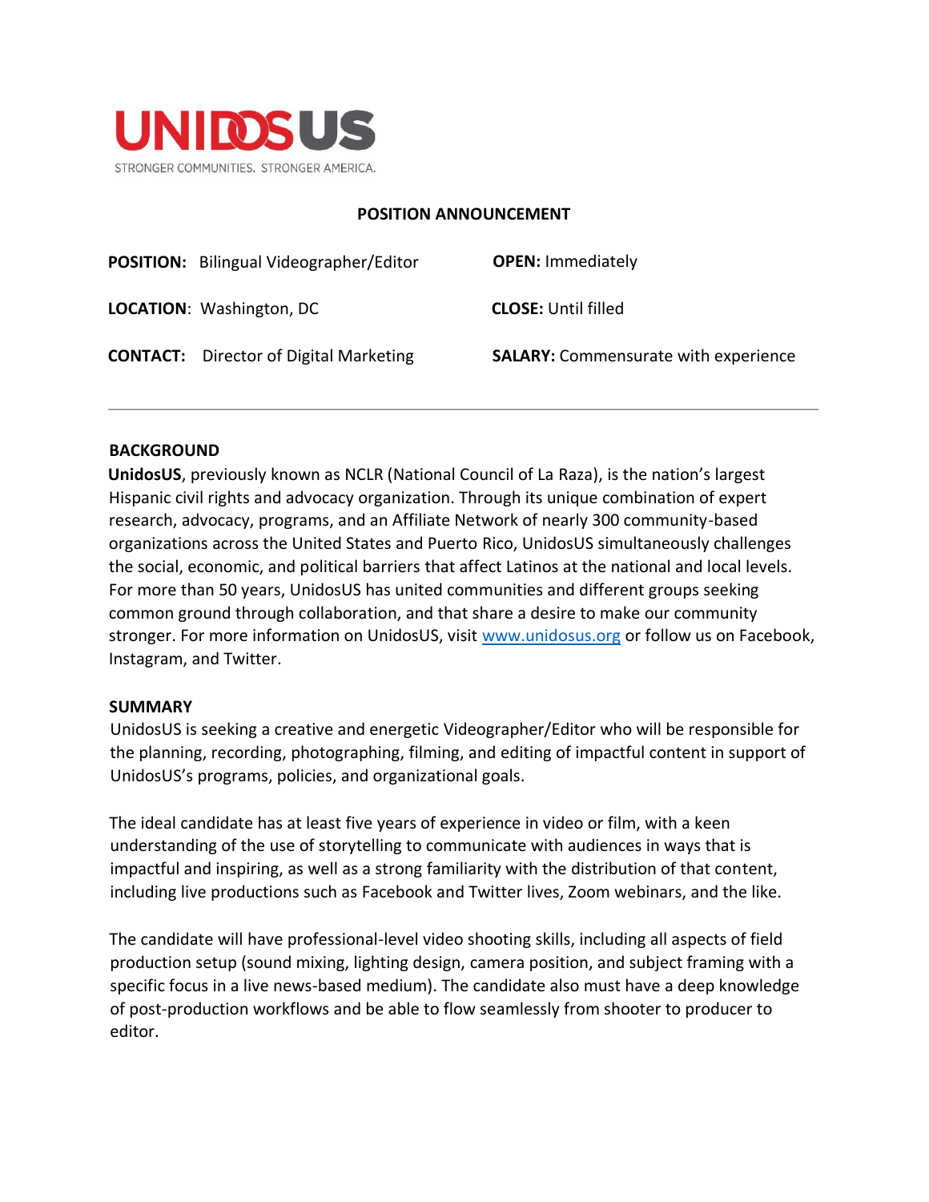UNIDOSUS

STRONGER COMMUNITIES. STRONGER AMERICA.

# POSITION ANNOUNCEMENT

**POSITION:** Bilingual Videographer/Editor

**OPEN:** Immediately

**LOCATION**: Washington, DC

**CLOSE:** Until filled

**CONTACT:** Director of Digital Marketing

**SALARY:** Commensurate with experience

---

## BACKGROUND

**UnidosUS**, previously known as NCLR (National Council of La Raza), is the nation's largest Hispanic civil rights and advocacy organization. Through its unique combination of expert research, advocacy, programs, and an Affiliate Network of nearly 300 community-based organizations across the United States and Puerto Rico, UnidosUS simultaneously challenges the social, economic, and political barriers that affect Latinos at the national and local levels. For more than 50 years, UnidosUS has united communities and different groups seeking common ground through collaboration, and that share a desire to make our community stronger. For more information on UnidosUS, visit [www.unidosus.org](http://www.unidosus.org) or follow us on Facebook, Instagram, and Twitter.

## SUMMARY

UnidosUS is seeking a creative and energetic Videographer/Editor who will be responsible for the planning, recording, photographing, filming, and editing of impactful content in support of UnidosUS's programs, policies, and organizational goals.

The ideal candidate has at least five years of experience in video or film, with a keen understanding of the use of storytelling to communicate with audiences in ways that is impactful and inspiring, as well as a strong familiarity with the distribution of that content, including live productions such as Facebook and Twitter lives, Zoom webinars, and the like.

The candidate will have professional-level video shooting skills, including all aspects of field production setup (sound mixing, lighting design, camera position, and subject framing with a specific focus in a live news-based medium). The candidate also must have a deep knowledge of post-production workflows and be able to flow seamlessly from shooter to producer to editor.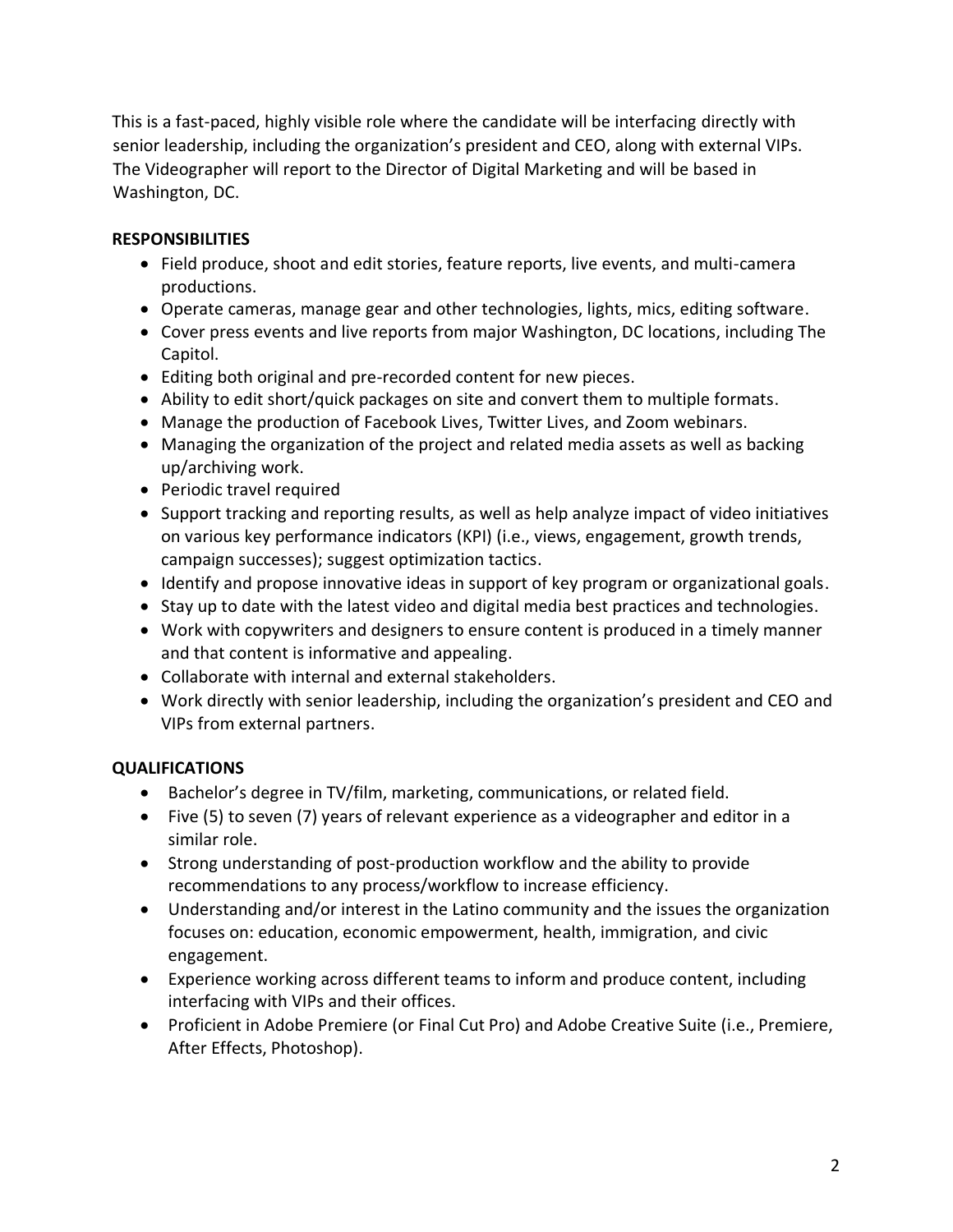This is a fast-paced, highly visible role where the candidate will be interfacing directly with senior leadership, including the organization's president and CEO, along with external VIPs. The Videographer will report to the Director of Digital Marketing and will be based in Washington, DC.

**RESPONSIBILITIES**

- Field produce, shoot and edit stories, feature reports, live events, and multi-camera productions.
- Operate cameras, manage gear and other technologies, lights, mics, editing software.
- Cover press events and live reports from major Washington, DC locations, including The Capitol.
- Editing both original and pre-recorded content for new pieces.
- Ability to edit short/quick packages on site and convert them to multiple formats.
- Manage the production of Facebook Lives, Twitter Lives, and Zoom webinars.
- Managing the organization of the project and related media assets as well as backing up/archiving work.
- Periodic travel required
- Support tracking and reporting results, as well as help analyze impact of video initiatives on various key performance indicators (KPI) (i.e., views, engagement, growth trends, campaign successes); suggest optimization tactics.
- Identify and propose innovative ideas in support of key program or organizational goals.
- Stay up to date with the latest video and digital media best practices and technologies.
- Work with copywriters and designers to ensure content is produced in a timely manner and that content is informative and appealing.
- Collaborate with internal and external stakeholders.
- Work directly with senior leadership, including the organization's president and CEO and VIPs from external partners.

**QUALIFICATIONS**

- Bachelor's degree in TV/film, marketing, communications, or related field.
- Five (5) to seven (7) years of relevant experience as a videographer and editor in a similar role.
- Strong understanding of post-production workflow and the ability to provide recommendations to any process/workflow to increase efficiency.
- Understanding and/or interest in the Latino community and the issues the organization focuses on: education, economic empowerment, health, immigration, and civic engagement.
- Experience working across different teams to inform and produce content, including interfacing with VIPs and their offices.
- Proficient in Adobe Premiere (or Final Cut Pro) and Adobe Creative Suite (i.e., Premiere, After Effects, Photoshop).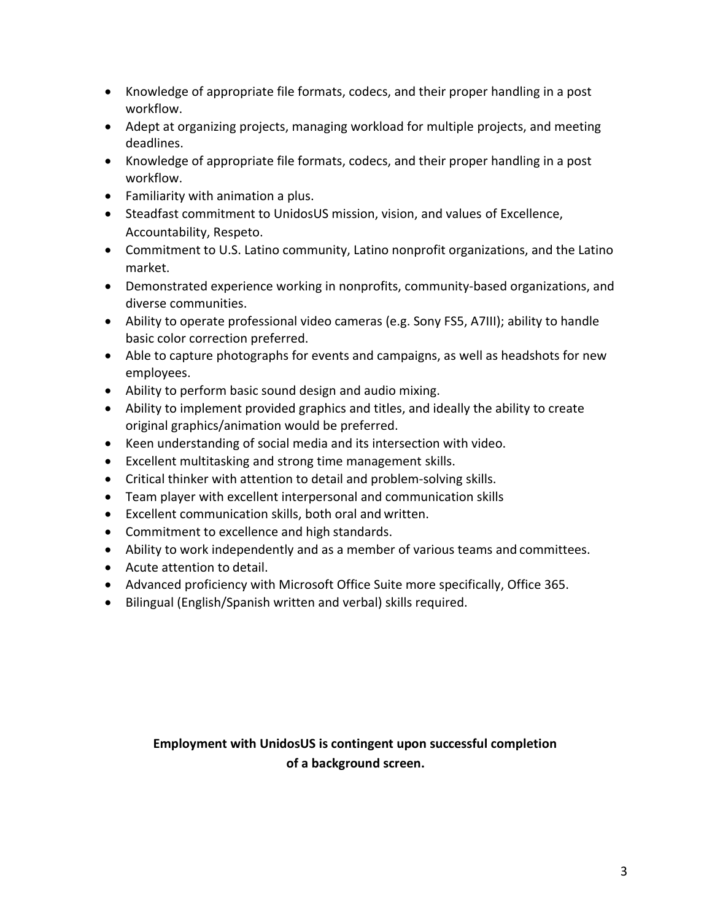- Knowledge of appropriate file formats, codecs, and their proper handling in a post workflow.
- Adept at organizing projects, managing workload for multiple projects, and meeting deadlines.
- Knowledge of appropriate file formats, codecs, and their proper handling in a post workflow.
- Familiarity with animation a plus.
- Steadfast commitment to UnidosUS mission, vision, and values of Excellence, Accountability, Respeto.
- Commitment to U.S. Latino community, Latino nonprofit organizations, and the Latino market.
- Demonstrated experience working in nonprofits, community-based organizations, and diverse communities.
- Ability to operate professional video cameras (e.g. Sony FS5, A7III); ability to handle basic color correction preferred.
- Able to capture photographs for events and campaigns, as well as headshots for new employees.
- Ability to perform basic sound design and audio mixing.
- Ability to implement provided graphics and titles, and ideally the ability to create original graphics/animation would be preferred.
- Keen understanding of social media and its intersection with video.
- Excellent multitasking and strong time management skills.
- Critical thinker with attention to detail and problem-solving skills.
- Team player with excellent interpersonal and communication skills
- Excellent communication skills, both oral and written.
- Commitment to excellence and high standards.
- Ability to work independently and as a member of various teams and committees.
- Acute attention to detail.
- Advanced proficiency with Microsoft Office Suite more specifically, Office 365.
- Bilingual (English/Spanish written and verbal) skills required.

**Employment with UnidosUS is contingent upon successful completion of a background screen.**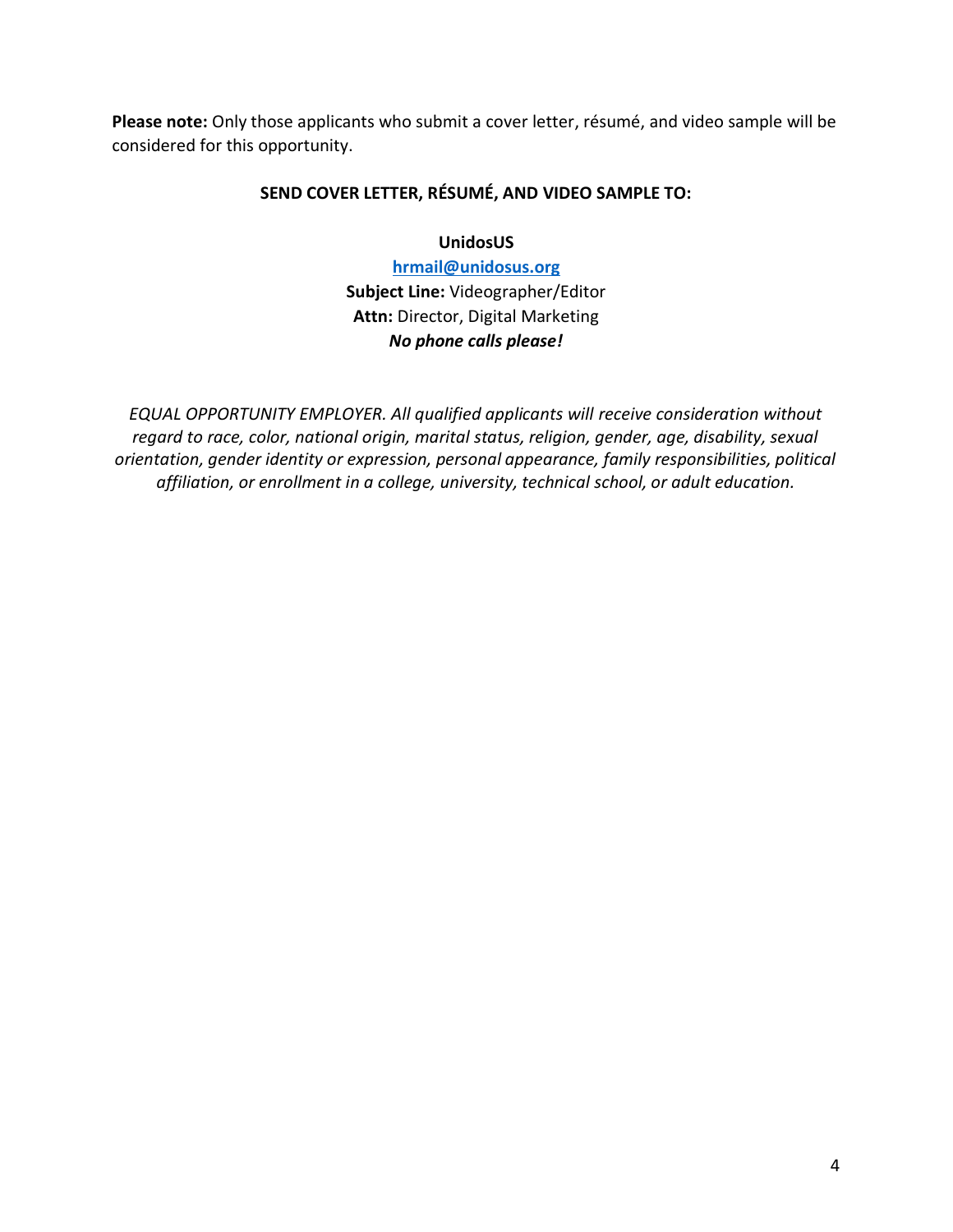**Please note:** Only those applicants who submit a cover letter, résumé, and video sample will be considered for this opportunity.

**SEND COVER LETTER, RÉSUMÉ, AND VIDEO SAMPLE TO:**

**UnidosUS**
**hrmail@unidosus.org**
**Subject Line:** Videographer/Editor
**Attn:** Director, Digital Marketing
***No phone calls please!***

*EQUAL OPPORTUNITY EMPLOYER. All qualified applicants will receive consideration without regard to race, color, national origin, marital status, religion, gender, age, disability, sexual orientation, gender identity or expression, personal appearance, family responsibilities, political affiliation, or enrollment in a college, university, technical school, or adult education.*